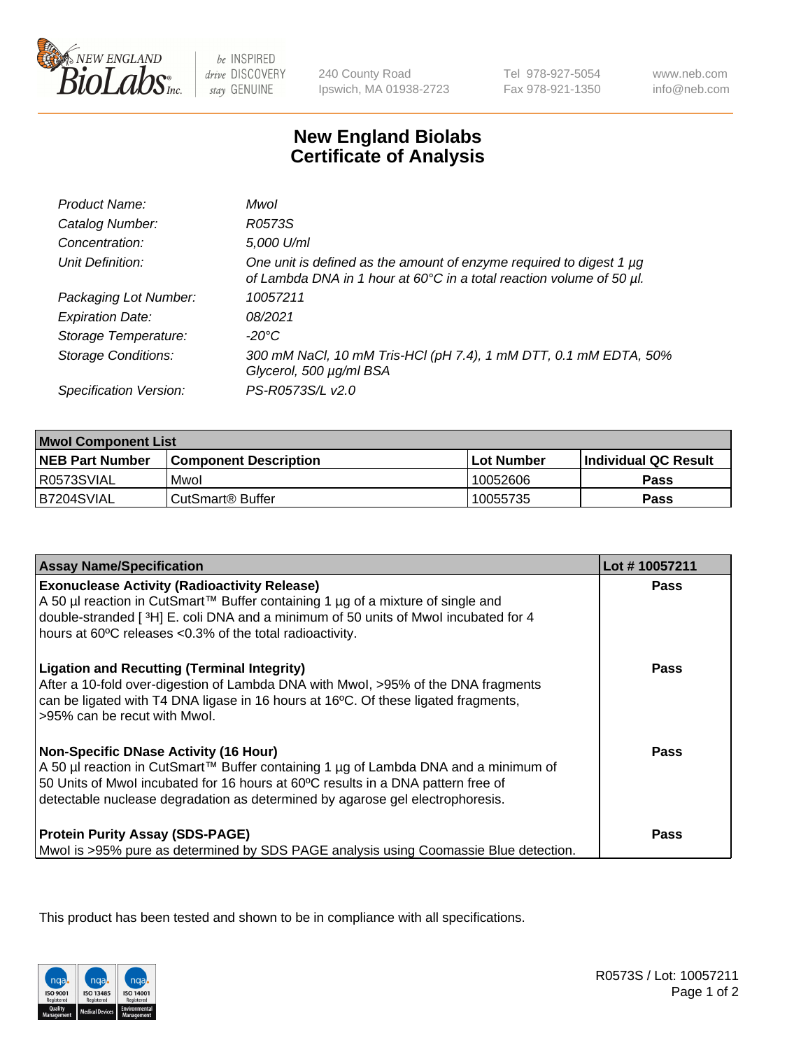# New England Biolabs Certificate of Analysis

| | |
|---|---|
| *Product Name:* | *MwoI* |
| *Catalog Number:* | *R0573S* |
| *Concentration:* | *5,000 U/ml* |
| *Unit Definition:* | *One unit is defined as the amount of enzyme required to digest 1 µg of Lambda DNA in 1 hour at 60°C in a total reaction volume of 50 µl.* |
| *Packaging Lot Number:* | *10057211* |
| *Expiration Date:* | *08/2021* |
| *Storage Temperature:* | *-20°C* |
| *Storage Conditions:* | *300 mM NaCl, 10 mM Tris-HCl (pH 7.4), 1 mM DTT, 0.1 mM EDTA, 50% Glycerol, 500 µg/ml BSA* |
| *Specification Version:* | *PS-R0573S/L v2.0* |

| MwoI Component List | | | |
|---|---|---|---|
| **NEB Part Number** | **Component Description** | **Lot Number** | **Individual QC Result** |
| R0573SVIAL | MwoI | 10052606 | **Pass** |
| B7204SVIAL | CutSmart® Buffer | 10055735 | **Pass** |

| Assay Name/Specification | Lot # 10057211 |
|---|---|
| **Exonuclease Activity (Radioactivity Release)**<br>A 50 µl reaction in CutSmart™ Buffer containing 1 µg of a mixture of single and double-stranded [ $^3$H] E. coli DNA and a minimum of 50 units of MwoI incubated for 4 hours at 60ºC releases <0.3% of the total radioactivity. | **Pass** |
| **Ligation and Recutting (Terminal Integrity)**<br>After a 10-fold over-digestion of Lambda DNA with MwoI, >95% of the DNA fragments can be ligated with T4 DNA ligase in 16 hours at 16ºC. Of these ligated fragments, >95% can be recut with MwoI. | **Pass** |
| **Non-Specific DNase Activity (16 Hour)**<br>A 50 µl reaction in CutSmart™ Buffer containing 1 µg of Lambda DNA and a minimum of 50 Units of MwoI incubated for 16 hours at 60ºC results in a DNA pattern free of detectable nuclease degradation as determined by agarose gel electrophoresis. | **Pass** |
| **Protein Purity Assay (SDS-PAGE)**<br>MwoI is >95% pure as determined by SDS PAGE analysis using Coomassie Blue detection. | **Pass** |

This product has been tested and shown to be in compliance with all specifications.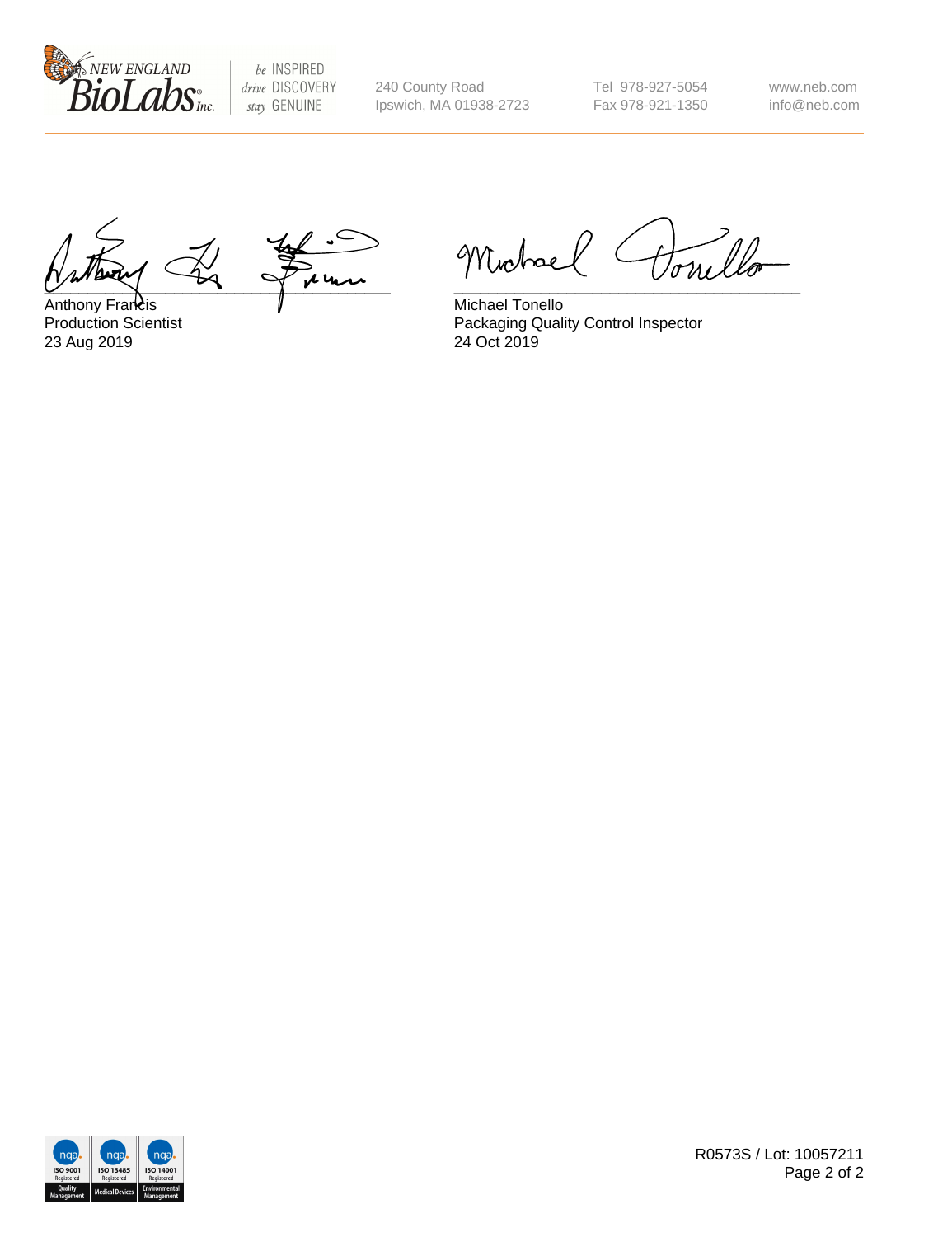Anthony Francis
Production Scientist
23 Aug 2019

Michael Tonello
Packaging Quality Control Inspector
24 Oct 2019

R0573S / Lot: 10057211